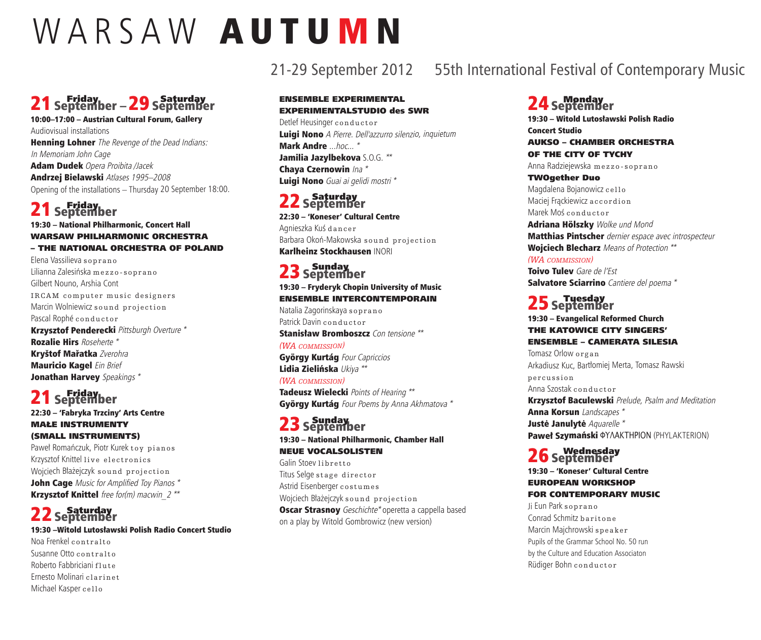# WARSAW **AUTUMN**

21-29 September 2012 55th International Festival of Contemporary Music

## 21 Friday September – 29 Saturday September

**10:00–17:00 – Austrian Cultural Forum, Gallery**

Audiovisual installations

**Henning Lohner** *The Revenge of the Dead Indians: In Memoriam John Cage*

**Adam Dudek** *Opera Proibita /Jacek*

**Andrzej Bielawski** *Atlases 1995–2008*

Opening of the installations – Thursday 20 September 18:00.

## 21 Friday September

**19:30 – National Philharmonic, Concert Hall**

**WARSAW PHILHARMONIC ORCHESTRA – THE NATIONAL ORCHESTRA OF POLAND**

Elena Vassilieva soprano

Lilianna Zalesińska mezzo-soprano

Gilbert Nouno, Arshia Cont

IRCAM computer music designers

Marcin Wolniewicz sound projection

Pascal Rophé conductor

**Krzysztof Penderecki** *Pittsburgh Overture* *

**Rozalie Hirs** *Roseherte* *

**Kryštof Mařatka** *Zverohra*

**Mauricio Kagel** *Ein Brief*

**Jonathan Harvey** *Speakings* *

## 21 Friday September

**22:30 – 'Fabryka Trzciny' Arts Centre**

**MAŁE INSTRUMENTY (SMALL INSTRUMENTS)**

Paweł Romańczuk, Piotr Kurek toy pianos

Krzysztof Knittel live electronics

Wojciech Błażejczyk sound projection

**John Cage** *Music for Amplified Toy Pianos* *

**Krzysztof Knittel** *free for(m) macwin_2* **

## 22 Saturday September

**19:30 –Witold Lutosławski Polish Radio Concert Studio**

Noa Frenkel contralto

Susanne Otto contralto

Roberto Fabbriciani flute

Ernesto Molinari clarinet

Michael Kasper cello

**ENSEMBLE EXPERIMENTAL EXPERIMENTALSTUDIO des SWR**

Detlef Heusinger conductor

**Luigi Nono** *A Pierre. Dell'azzurro silenzio, inquietum*

**Mark Andre** *...hoc...* *

**Jamilia Jazylbekova** S.O.G. **

**Chaya Czernowin** *Ina* *

**Luigi Nono** *Guai ai gelidi mostri* *

## 22 Saturday September

**22:30 – 'Koneser' Cultural Centre**

Agnieszka Kuś dancer

Barbara Okoń-Makowska sound projection

**Karlheinz Stockhausen** INORI

## 23 Sunday September

**19:30 – Fryderyk Chopin University of Music**

**ENSEMBLE INTERCONTEMPORAIN**

Natalia Zagorinskaya soprano

Patrick Davin conductor

**Stanisław Bromboszcz** *Con tensione* **

*(WA commission)*

**György Kurtág** *Four Capriccios*

**Lidia Zielińska** *Ukiya* **

*(WA commission)*

**Tadeusz Wielecki** *Points of Hearing* **

**György Kurtág** *Four Poems by Anna Akhmatova* *

## 23 Sunday September

**19:30 – National Philharmonic, Chamber Hall**

**NEUE VOCALSOLISTEN**

Galin Stoev libretto

Titus Selge stage director

Astrid Eisenberger costumes

Wojciech Błażejczyk sound projection

**Oscar Strasnoy** *Geschichte** operetta a cappella based on a play by Witold Gombrowicz (new version)

## 24 Monday September

**19:30 – Witold Lutosławski Polish Radio Concert Studio**

**AUKSO – CHAMBER ORCHESTRA OF THE CITY OF TYCHY**

Anna Radziejewska mezzo-soprano

**TWOgether Duo**

Magdalena Bojanowicz cello

Maciej Frąckiewicz accordion

Marek Moś conductor

**Adriana Hölszky** *Wolke und Mond*

**Matthias Pintscher** *dernier espace avec introspecteur*

**Wojciech Blecharz** *Means of Protection* **

*(WA commission)*

**Toivo Tulev** *Gare de l'Est*

**Salvatore Sciarrino** *Cantiere del poema* *

## 25 Tuesday September

**19:30 – Evangelical Reformed Church**

**THE KATOWICE CITY SINGERS' ENSEMBLE – CAMERATA SILESIA**

Tomasz Orlow organ

Arkadiusz Kuc, Bartłomiej Merta, Tomasz Rawski percussion

Anna Szostak conductor

**Krzysztof Baculewski** *Prelude, Psalm and Meditation*

**Anna Korsun** *Landscapes* *

**Justė Janulytė** *Aquarelle* *

**Paweł Szymański** ΦΥΛΑΚΤΗΡΙΟΝ (PHYLAKTERION)

## 26 Wednesday September

**19:30 – 'Koneser' Cultural Centre**

**EUROPEAN WORKSHOP FOR CONTEMPORARY MUSIC**

Ji Eun Park soprano

Conrad Schmitz baritone

Marcin Majchrowski speaker

Pupils of the Grammar School No. 50 run by the Culture and Education Associaton

Rüdiger Bohn conductor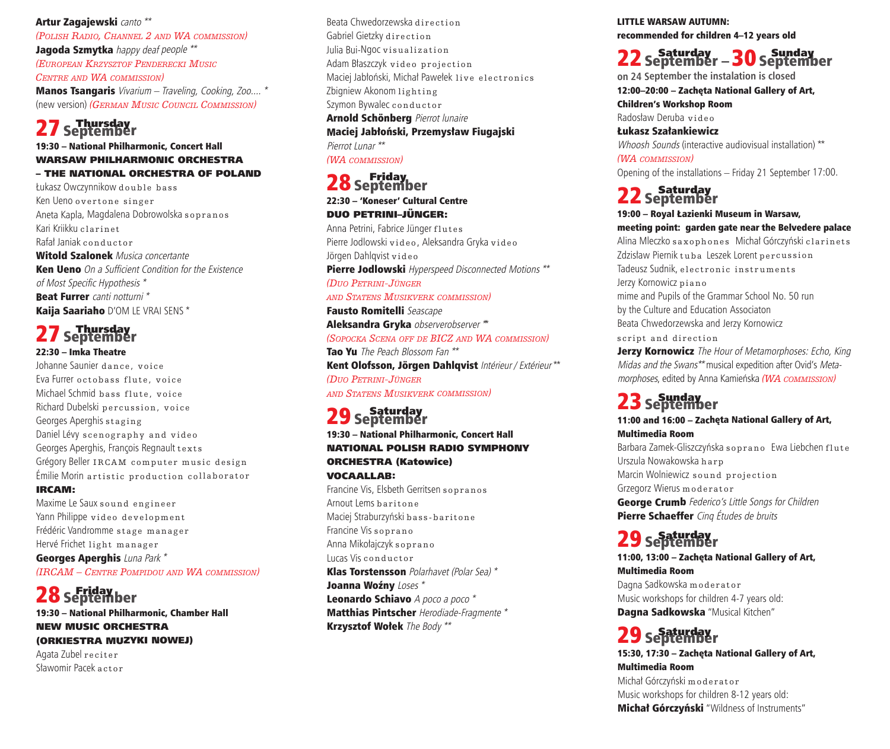**Artur Zagajewski** *canto* **
*(Polish Radio, Channel 2 and WA commission)*
**Jagoda Szmytka** *happy deaf people* **
*(European Krzysztof Penderecki Music Centre and WA commission)*
**Manos Tsangaris** *Vivarium – Traveling, Cooking, Zoo....* *
(new version) *(German Music Council Commission)*

## 27 Thursday September

**19:30 – National Philharmonic, Concert Hall**
**WARSAW PHILHARMONIC ORCHESTRA – THE NATIONAL ORCHESTRA OF POLAND**

Łukasz Owczynnikow double bass
Ken Ueno overtone singer
Aneta Kapla, Magdalena Dobrowolska sopranos
Kari Kriikku clarinet
Rafał Janiak conductor
**Witold Szalonek** *Musica concertante*
**Ken Ueno** *On a Sufficient Condition for the Existence of Most Specific Hypothesis* *
**Beat Furrer** *canti notturni* *
**Kaija Saariaho** D'OM LE VRAI SENS *

## 27 Thursday September

**22:30 – Imka Theatre**

Johanne Saunier dance, voice
Eva Furrer octobass flute, voice
Michael Schmid bass flute, voice
Richard Dubelski percussion, voice
Georges Aperghis staging
Daniel Lévy scenography and video
Georges Aperghis, François Regnault texts
Grégory Beller IRCAM computer music design
Émilie Morin artistic production collaborator

**IRCAM:**

Maxime Le Saux sound engineer
Yann Philippe video development
Frédéric Vandromme stage manager
Hervé Frichet light manager
**Georges Aperghis** *Luna Park* *
*(IRCAM – Centre Pompidou and WA commission)*

## 28 Friday September

**19:30 – National Philharmonic, Chamber Hall**
**NEW MUSIC ORCHESTRA (ORKIESTRA MUZYKI NOWEJ)**

Agata Zubel reciter
Sławomir Pacek actor
Beata Chwedorzewska direction
Gabriel Gietzky direction
Julia Bui-Ngoc visualization
Adam Błaszczyk video projection
Maciej Jabłoński, Michał Pawełek live electronics
Zbigniew Akonom lighting
Szymon Bywalec conductor
**Arnold Schönberg** *Pierrot lunaire*
**Maciej Jabłoński, Przemysław Fiugajski**
*Pierrot Lunar* **
*(WA commission)*

## 28 Friday September

**22:30 – 'Koneser' Cultural Centre**
**DUO PETRINI–JÜNGER:**

Anna Petrini, Fabrice Jünger flutes
Pierre Jodlowski video, Aleksandra Gryka video
Jörgen Dahlqvist video
**Pierre Jodlowski** *Hyperspeed Disconnected Motions* **
*(Duo Petrini-Jünger and Statens Musikverk commission)*
**Fausto Romitelli** *Seascape*
**Aleksandra Gryka** *observerobserver* **
*(Sopocka Scena off de BICZ and WA commission)*
**Tao Yu** *The Peach Blossom Fan* **
**Kent Olofsson, Jörgen Dahlqvist** *Intérieur / Extérieur* **
*(Duo Petrini-Jünger and Statens Musikverk commission)*

## 29 Saturday September

**19:30 – National Philharmonic, Concert Hall**
**NATIONAL POLISH RADIO SYMPHONY ORCHESTRA (Katowice)**
**VOCAALLAB:**

Francine Vis, Elsbeth Gerritsen sopranos
Arnout Lems baritone
Maciej Straburzyński bass-baritone
Francine Vis soprano
Anna Mikołajczyk soprano
Lucas Vis conductor
**Klas Torstensson** *Polarhavet (Polar Sea)* *
**Joanna Woźny** *Loses* *
**Leonardo Schiavo** *A poco a poco* *
**Matthias Pintscher** *Herodiade-Fragmente* *
**Krzysztof Wołek** *The Body* **

**LITTLE WARSAW AUTUMN:**
**recommended for children 4–12 years old**

## 22 Saturday September – 30 Sunday September

**on 24 September the instalation is closed**
**12:00–20:00 – Zachęta National Gallery of Art, Children's Workshop Room**

Radosław Deruba video
**Łukasz Szałankiewicz**
*Whoosh Sounds* (interactive audiovisual installation) **
*(WA commission)*
Opening of the installations – Friday 21 September 17:00.

## 22 Saturday September

**19:00 – Royal Łazienki Museum in Warsaw, meeting point: garden gate near the Belvedere palace**

Alina Mleczko saxophones Michał Górczyński clarinets
Zdzisław Piernik tuba Leszek Lorent percussion
Tadeusz Sudnik, electronic instruments
Jerzy Kornowicz piano
mime and Pupils of the Grammar School No. 50 run by the Culture and Education Associaton
Beata Chwedorzewska and Jerzy Kornowicz script and direction
**Jerzy Kornowicz** *The Hour of Metamorphoses: Echo, King Midas and the Swans*** musical expedition after Ovid's *Metamorphoses*, edited by Anna Kamieńska *(WA commission)*

## 23 Sunday September

**11:00 and 16:00 – Zachęta National Gallery of Art, Multimedia Room**

Barbara Zamek-Gliszczyńska soprano Ewa Liebchen flute
Urszula Nowakowska harp
Marcin Wolniewicz sound projection
Grzegorz Wierus moderator
**George Crumb** *Federico's Little Songs for Children*
**Pierre Schaeffer** *Cinq Études de bruits*

## 29 Saturday September

**11:00, 13:00 – Zachęta National Gallery of Art, Multimedia Room**

Dagna Sadkowska moderator
Music workshops for children 4-7 years old:
**Dagna Sadkowska** "Musical Kitchen"

## 29 Saturday September

**15:30, 17:30 – Zachęta National Gallery of Art, Multimedia Room**

Michał Górczyński moderator
Music workshops for children 8-12 years old:
**Michał Górczyński** "Wildness of Instruments"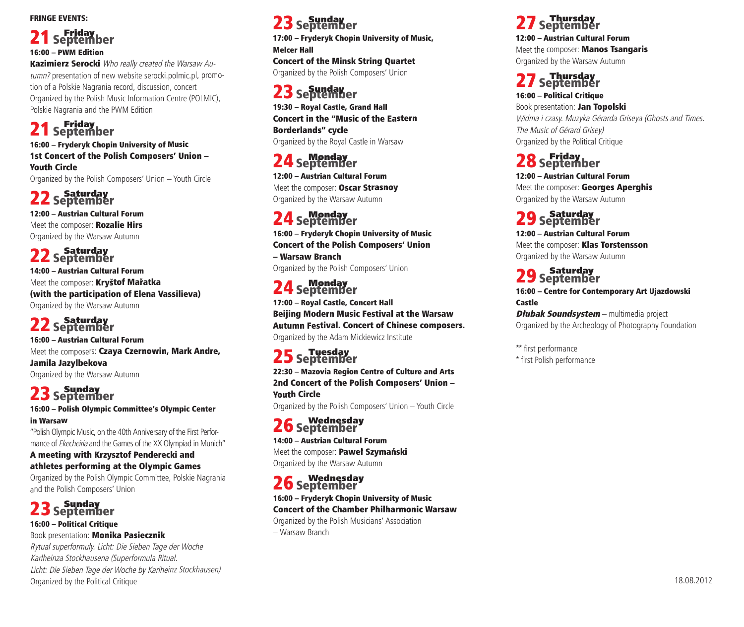**FRINGE EVENTS:**

## 21 September Friday

**16:00 – PWM Edition**

**Kazimierz Serocki** *Who really created the Warsaw Autumn?* presentation of new website serocki.polmic.pl, promotion of a Polskie Nagrania record, discussion, concert

Organized by the Polish Music Information Centre (POLMIC), Polskie Nagrania and the PWM Edition

## 21 September Friday

**16:00 – Fryderyk Chopin University of Music**

**1st Concert of the Polish Composers' Union – Youth Circle**

Organized by the Polish Composers' Union – Youth Circle

## 22 September Saturday

**12:00 – Austrian Cultural Forum**

Meet the composer: **Rozalie Hirs**

Organized by the Warsaw Autumn

## 22 September Saturday

**14:00 – Austrian Cultural Forum**

Meet the composer: **Kryštof Mařatka (with the participation of Elena Vassilieva)**

Organized by the Warsaw Autumn

## 22 September Saturday

**16:00 – Austrian Cultural Forum**

Meet the composers: **Czaya Czernowin, Mark Andre, Jamila Jazylbekova**

Organized by the Warsaw Autumn

## 23 September Sunday

**16:00 – Polish Olympic Committee's Olympic Center in Warsaw**

"Polish Olympic Music, on the 40th Anniversary of the First Performance of *Ekecheiria* and the Games of the XX Olympiad in Munich"

**A meeting with Krzysztof Penderecki and athletes performing at the Olympic Games**

Organized by the Polish Olympic Committee, Polskie Nagrania and the Polish Composers' Union

## 23 September Sunday

**16:00 – Political Critique**

Book presentation: **Monika Pasiecznik**

*Rytuał superformuły. Licht: Die Sieben Tage der Woche Karlheinza Stockhausena (Superformula Ritual. Licht: Die Sieben Tage der Woche by Karlheinz Stockhausen)*

Organized by the Political Critique

## 23 September Sunday

**17:00 – Fryderyk Chopin University of Music, Melcer Hall**

**Concert of the Minsk String Quartet**

Organized by the Polish Composers' Union

## 23 September Sunday

**19:30 – Royal Castle, Grand Hall**

**Concert in the "Music of the Eastern Borderlands" cycle**

Organized by the Royal Castle in Warsaw

## 24 September Monday

**12:00 – Austrian Cultural Forum**

Meet the composer: **Oscar Strasnoy**

Organized by the Warsaw Autumn

## 24 September Monday

**16:00 – Fryderyk Chopin University of Music**

**Concert of the Polish Composers' Union – Warsaw Branch**

Organized by the Polish Composers' Union

## 24 September Monday

**17:00 – Royal Castle, Concert Hall**

**Beijing Modern Music Festival at the Warsaw Autumn Festival. Concert of Chinese composers.**

Organized by the Adam Mickiewicz Institute

## 25 September Tuesday

**22:30 – Mazovia Region Centre of Culture and Arts**

**2nd Concert of the Polish Composers' Union – Youth Circle**

Organized by the Polish Composers' Union – Youth Circle

## 26 September Wednesday

**14:00 – Austrian Cultural Forum**

Meet the composer: **Paweł Szymański**

Organized by the Warsaw Autumn

## 26 September Wednesday

**16:00 – Fryderyk Chopin University of Music**

**Concert of the Chamber Philharmonic Warsaw**

Organized by the Polish Musicians' Association – Warsaw Branch

## 27 September Thursday

**12:00 – Austrian Cultural Forum**

Meet the composer: **Manos Tsangaris**

Organized by the Warsaw Autumn

## 27 September Thursday

**16:00 – Political Critique**

Book presentation: **Jan Topolski**

*Widma i czasy. Muzyka Gérarda Griseya (Ghosts and Times. The Music of Gérard Grisey)*

Organized by the Political Critique

## 28 September Friday

**12:00 – Austrian Cultural Forum**

Meet the composer: **Georges Aperghis**

Organized by the Warsaw Autumn

## 29 September Saturday

**12:00 – Austrian Cultural Forum**

Meet the composer: **Klas Torstensson**

Organized by the Warsaw Autumn

## 29 September Saturday

**16:00 – Centre for Contemporary Art Ujazdowski Castle**

***Dłubak Soundsystem*** – multimedia project

Organized by the Archeology of Photography Foundation

** first performance

* first Polish performance

18.08.2012